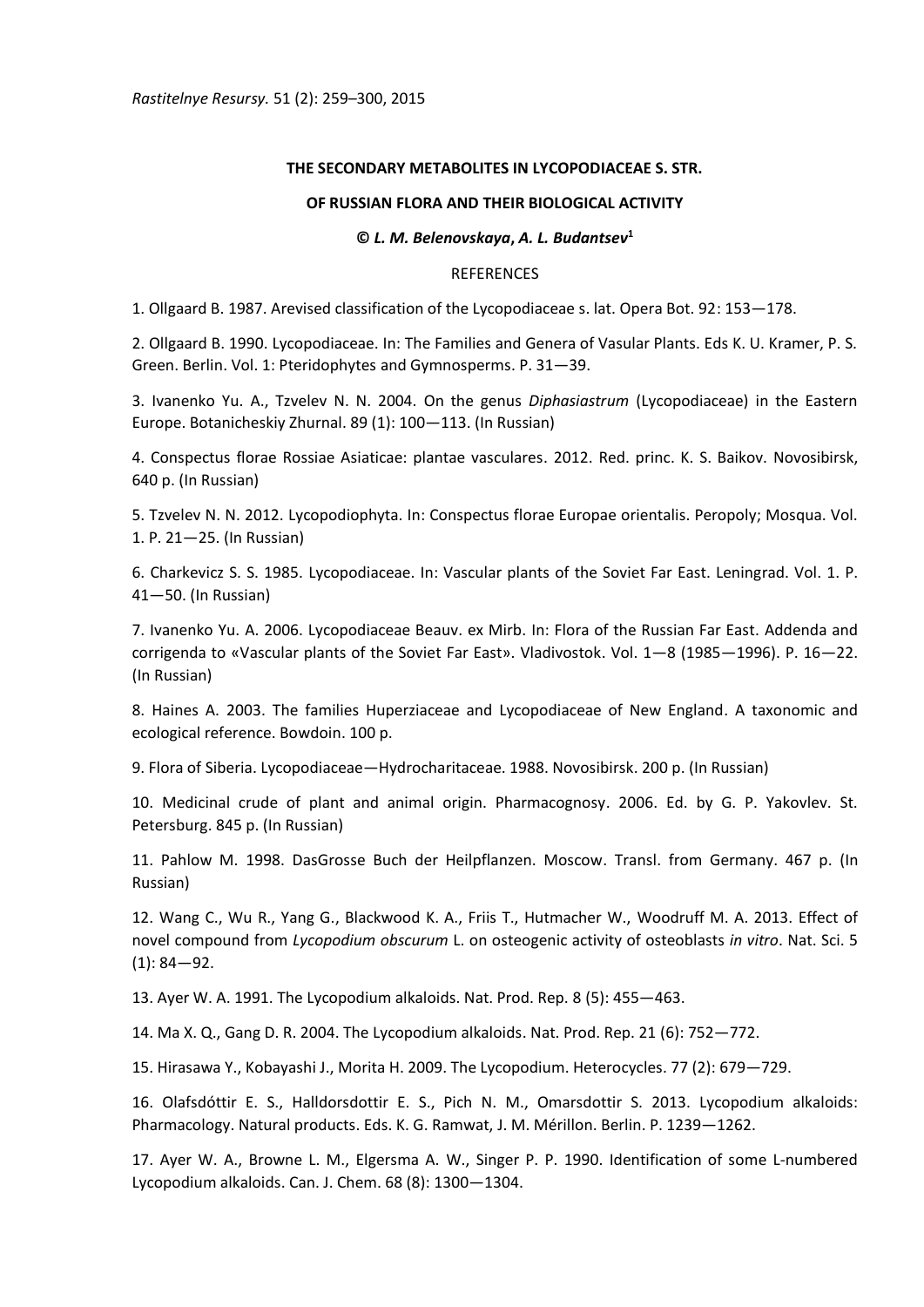*Rastitelnye Resursy.* 51 (2): 259–300, 2015

**THE SECONDARY METABOLITES IN LYCOPODIACEAE S. STR.**

**OF RUSSIAN FLORA AND THEIR BIOLOGICAL ACTIVITY**

**© *L. M. Belenovskaya*, *A. L. Budantsev*[1]**

REFERENCES

1. Ollgaard B. 1987. Arevised classification of the Lycopodiaceae s. lat. Opera Bot. 92: 153—178.

2. Ollgaard B. 1990. Lycopodiaceae. In: The Families and Genera of Vasular Plants. Eds K. U. Kramer, P. S. Green. Berlin. Vol. 1: Pteridophytes and Gymnosperms. P. 31—39.

3. Ivanenko Yu. A., Tzvelev N. N. 2004. On the genus *Diphasiastrum* (Lycopodiaceae) in the Eastern Europe. Botanicheskiy Zhurnal. 89 (1): 100—113. (In Russian)

4. Conspectus florae Rossiae Asiaticae: plantae vasculares. 2012. Red. princ. K. S. Baikov. Novosibirsk, 640 p. (In Russian)

5. Tzvelev N. N. 2012. Lycopodiophyta. In: Conspectus florae Europae orientalis. Peropoly; Mosqua. Vol. 1. P. 21—25. (In Russian)

6. Charkevicz S. S. 1985. Lycopodiaceae. In: Vascular plants of the Soviet Far East. Leningrad. Vol. 1. P. 41—50. (In Russian)

7. Ivanenko Yu. A. 2006. Lycopodiaceae Beauv. ex Mirb. In: Flora of the Russian Far East. Addenda and corrigenda to «Vascular plants of the Soviet Far East». Vladivostok. Vol. 1—8 (1985—1996). P. 16—22. (In Russian)

8. Haines A. 2003. The families Huperziaceae and Lycopodiaceae of New England. A taxonomic and ecological reference. Bowdoin. 100 p.

9. Flora of Siberia. Lycopodiaceae—Hydrocharitaceae. 1988. Novosibirsk. 200 p. (In Russian)

10. Medicinal crude of plant and animal origin. Pharmacognosy. 2006. Ed. by G. P. Yakovlev. St. Petersburg. 845 p. (In Russian)

11. Pahlow M. 1998. DasGrosse Buch der Heilpflanzen. Moscow. Transl. from Germany. 467 p. (In Russian)

12. Wang C., Wu R., Yang G., Blackwood K. A., Friis T., Hutmacher W., Woodruff M. A. 2013. Effect of novel compound from *Lycopodium obscurum* L. on osteogenic activity of osteoblasts *in vitro*. Nat. Sci. 5 (1): 84—92.

13. Ayer W. A. 1991. The Lycopodium alkaloids. Nat. Prod. Rep. 8 (5): 455—463.

14. Ma X. Q., Gang D. R. 2004. The Lycopodium alkaloids. Nat. Prod. Rep. 21 (6): 752—772.

15. Hirasawa Y., Kobayashi J., Morita H. 2009. The Lycopodium. Heterocycles. 77 (2): 679—729.

16. Olafsdóttir E. S., Halldorsdottir E. S., Pich N. M., Omarsdottir S. 2013. Lycopodium alkaloids: Pharmacology. Natural products. Eds. K. G. Ramwat, J. M. Mérillon. Berlin. P. 1239—1262.

17. Ayer W. A., Browne L. M., Elgersma A. W., Singer P. P. 1990. Identification of some L-numbered Lycopodium alkaloids. Can. J. Chem. 68 (8): 1300—1304.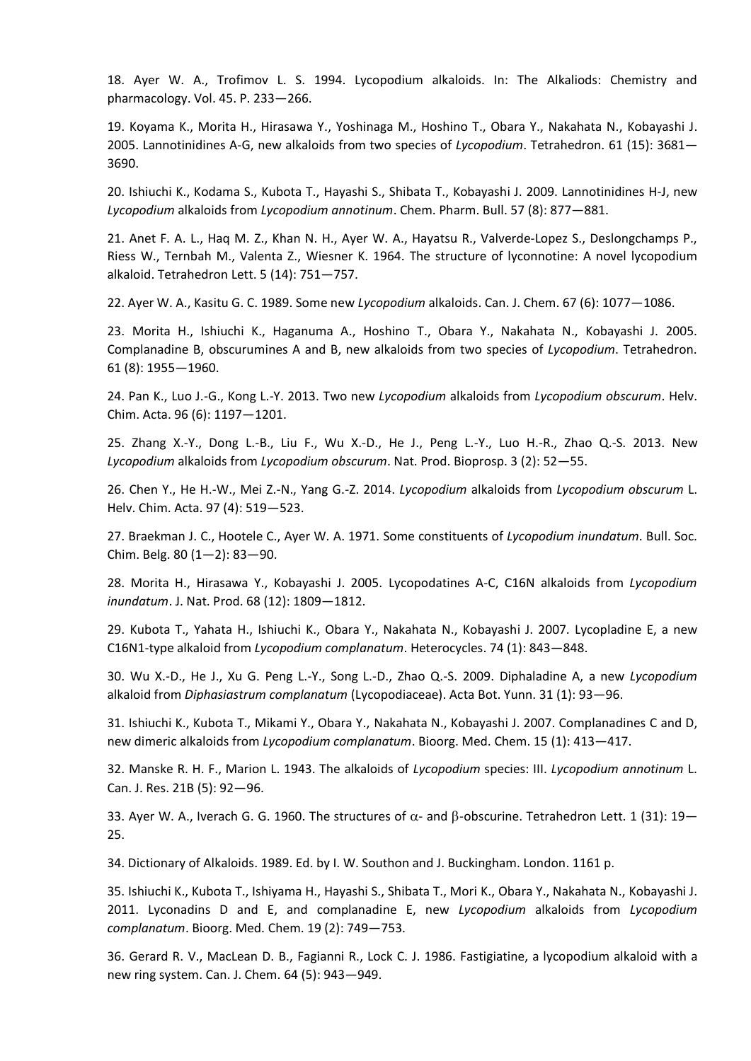18. Ayer W. A., Trofimov L. S. 1994. Lycopodium alkaloids. In: The Alkaliods: Chemistry and pharmacology. Vol. 45. P. 233—266.

19. Koyama K., Morita H., Hirasawa Y., Yoshinaga M., Hoshino T., Obara Y., Nakahata N., Kobayashi J. 2005. Lannotinidines A-G, new alkaloids from two species of *Lycopodium*. Tetrahedron. 61 (15): 3681—3690.

20. Ishiuchi K., Kodama S., Kubota T., Hayashi S., Shibata T., Kobayashi J. 2009. Lannotinidines H-J, new *Lycopodium* alkaloids from *Lycopodium annotinum*. Chem. Pharm. Bull. 57 (8): 877—881.

21. Anet F. A. L., Haq M. Z., Khan N. H., Ayer W. A., Hayatsu R., Valverde-Lopez S., Deslongchamps P., Riess W., Ternbah M., Valenta Z., Wiesner K. 1964. The structure of lyconnotine: A novel lycopodium alkaloid. Tetrahedron Lett. 5 (14): 751—757.

22. Ayer W. A., Kasitu G. C. 1989. Some new *Lycopodium* alkaloids. Can. J. Chem. 67 (6): 1077—1086.

23. Morita H., Ishiuchi K., Haganuma A., Hoshino T., Obara Y., Nakahata N., Kobayashi J. 2005. Complanadine B, obscurumines A and B, new alkaloids from two species of *Lycopodium*. Tetrahedron. 61 (8): 1955—1960.

24. Pan K., Luo J.-G., Kong L.-Y. 2013. Two new *Lycopodium* alkaloids from *Lycopodium obscurum*. Helv. Chim. Acta. 96 (6): 1197—1201.

25. Zhang X.-Y., Dong L.-B., Liu F., Wu X.-D., He J., Peng L.-Y., Luo H.-R., Zhao Q.-S. 2013. New *Lycopodium* alkaloids from *Lycopodium obscurum*. Nat. Prod. Bioprosp. 3 (2): 52—55.

26. Chen Y., He H.-W., Mei Z.-N., Yang G.-Z. 2014. *Lycopodium* alkaloids from *Lycopodium obscurum* L. Helv. Chim. Acta. 97 (4): 519—523.

27. Braekman J. C., Hootele C., Ayer W. A. 1971. Some constituents of *Lycopodium inundatum*. Bull. Soc. Chim. Belg. 80 (1—2): 83—90.

28. Morita H., Hirasawa Y., Kobayashi J. 2005. Lycopodatines A-C, C16N alkaloids from *Lycopodium inundatum*. J. Nat. Prod. 68 (12): 1809—1812.

29. Kubota T., Yahata H., Ishiuchi K., Obara Y., Nakahata N., Kobayashi J. 2007. Lycopladine E, a new C16N1-type alkaloid from *Lycopodium complanatum*. Heterocycles. 74 (1): 843—848.

30. Wu X.-D., He J., Xu G. Peng L.-Y., Song L.-D., Zhao Q.-S. 2009. Diphaladine A, a new *Lycopodium* alkaloid from *Diphasiastrum complanatum* (Lycopodiaceae). Acta Bot. Yunn. 31 (1): 93—96.

31. Ishiuchi K., Kubota T., Mikami Y., Obara Y., Nakahata N., Kobayashi J. 2007. Complanadines C and D, new dimeric alkaloids from *Lycopodium complanatum*. Bioorg. Med. Chem. 15 (1): 413—417.

32. Manske R. H. F., Marion L. 1943. The alkaloids of *Lycopodium* species: III. *Lycopodium annotinum* L. Can. J. Res. 21B (5): 92—96.

33. Ayer W. A., Iverach G. G. 1960. The structures of $\alpha$- and $\beta$-obscurine. Tetrahedron Lett. 1 (31): 19—25.

34. Dictionary of Alkaloids. 1989. Ed. by I. W. Southon and J. Buckingham. London. 1161 p.

35. Ishiuchi K., Kubota T., Ishiyama H., Hayashi S., Shibata T., Mori K., Obara Y., Nakahata N., Kobayashi J. 2011. Lyconadins D and E, and complanadine E, new *Lycopodium* alkaloids from *Lycopodium complanatum*. Bioorg. Med. Chem. 19 (2): 749—753.

36. Gerard R. V., MacLean D. B., Fagianni R., Lock C. J. 1986. Fastigiatine, a lycopodium alkaloid with a new ring system. Can. J. Chem. 64 (5): 943—949.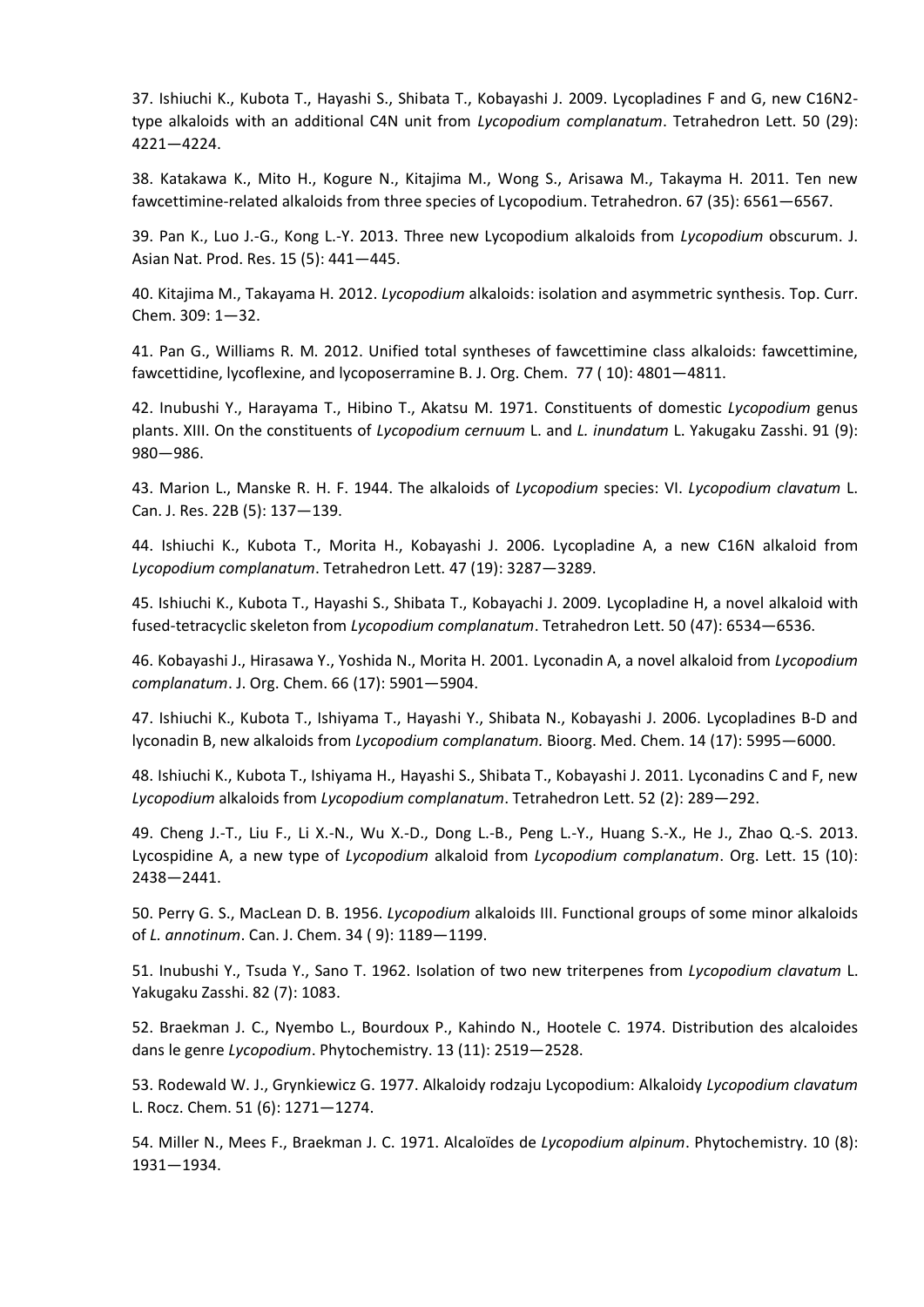37. Ishiuchi K., Kubota T., Hayashi S., Shibata T., Kobayashi J. 2009. Lycopladines F and G, new C16N2-type alkaloids with an additional C4N unit from *Lycopodium complanatum*. Tetrahedron Lett. 50 (29): 4221—4224.

38. Katakawa K., Mito H., Kogure N., Kitajima M., Wong S., Arisawa M., Takayma H. 2011. Ten new fawcettimine-related alkaloids from three species of Lycopodium. Tetrahedron. 67 (35): 6561—6567.

39. Pan K., Luo J.-G., Kong L.-Y. 2013. Three new Lycopodium alkaloids from *Lycopodium* obscurum. J. Asian Nat. Prod. Res. 15 (5): 441—445.

40. Kitajima M., Takayama H. 2012. *Lycopodium* alkaloids: isolation and asymmetric synthesis. Top. Curr. Chem. 309: 1—32.

41. Pan G., Williams R. M. 2012. Unified total syntheses of fawcettimine class alkaloids: fawcettimine, fawcettidine, lycoflexine, and lycoposerramine B. J. Org. Chem. 77 ( 10): 4801—4811.

42. Inubushi Y., Harayama T., Hibino T., Akatsu M. 1971. Constituents of domestic *Lycopodium* genus plants. XIII. On the constituents of *Lycopodium cernuum* L. and *L. inundatum* L. Yakugaku Zasshi. 91 (9): 980—986.

43. Marion L., Manske R. H. F. 1944. The alkaloids of *Lycopodium* species: VI. *Lycopodium clavatum* L. Can. J. Res. 22B (5): 137—139.

44. Ishiuchi K., Kubota T., Morita H., Kobayashi J. 2006. Lycopladine A, a new C16N alkaloid from *Lycopodium complanatum*. Tetrahedron Lett. 47 (19): 3287—3289.

45. Ishiuchi K., Kubota T., Hayashi S., Shibata T., Kobayachi J. 2009. Lycopladine H, a novel alkaloid with fused-tetracyclic skeleton from *Lycopodium complanatum*. Tetrahedron Lett. 50 (47): 6534—6536.

46. Kobayashi J., Hirasawa Y., Yoshida N., Morita H. 2001. Lyconadin A, a novel alkaloid from *Lycopodium complanatum*. J. Org. Chem. 66 (17): 5901—5904.

47. Ishiuchi K., Kubota T., Ishiyama T., Hayashi Y., Shibata N., Kobayashi J. 2006. Lycopladines B-D and lyconadin B, new alkaloids from *Lycopodium complanatum.* Bioorg. Med. Chem. 14 (17): 5995—6000.

48. Ishiuchi K., Kubota T., Ishiyama H., Hayashi S., Shibata T., Kobayashi J. 2011. Lyconadins C and F, new *Lycopodium* alkaloids from *Lycopodium complanatum*. Tetrahedron Lett. 52 (2): 289—292.

49. Cheng J.-T., Liu F., Li X.-N., Wu X.-D., Dong L.-B., Peng L.-Y., Huang S.-X., He J., Zhao Q.-S. 2013. Lycospidine A, a new type of *Lycopodium* alkaloid from *Lycopodium complanatum*. Org. Lett. 15 (10): 2438—2441.

50. Perry G. S., MacLean D. B. 1956. *Lycopodium* alkaloids III. Functional groups of some minor alkaloids of *L. annotinum*. Can. J. Chem. 34 ( 9): 1189—1199.

51. Inubushi Y., Tsuda Y., Sano T. 1962. Isolation of two new triterpenes from *Lycopodium clavatum* L. Yakugaku Zasshi. 82 (7): 1083.

52. Braekman J. C., Nyembo L., Bourdoux P., Kahindo N., Hootele C. 1974. Distribution des alcaloides dans le genre *Lycopodium*. Phytochemistry. 13 (11): 2519—2528.

53. Rodewald W. J., Grynkiewicz G. 1977. Alkaloidy rodzaju Lycopodium: Alkaloidy *Lycopodium clavatum* L. Rocz. Chem. 51 (6): 1271—1274.

54. Miller N., Mees F., Braekman J. C. 1971. Alcaloïdes de *Lycopodium alpinum*. Phytochemistry. 10 (8): 1931—1934.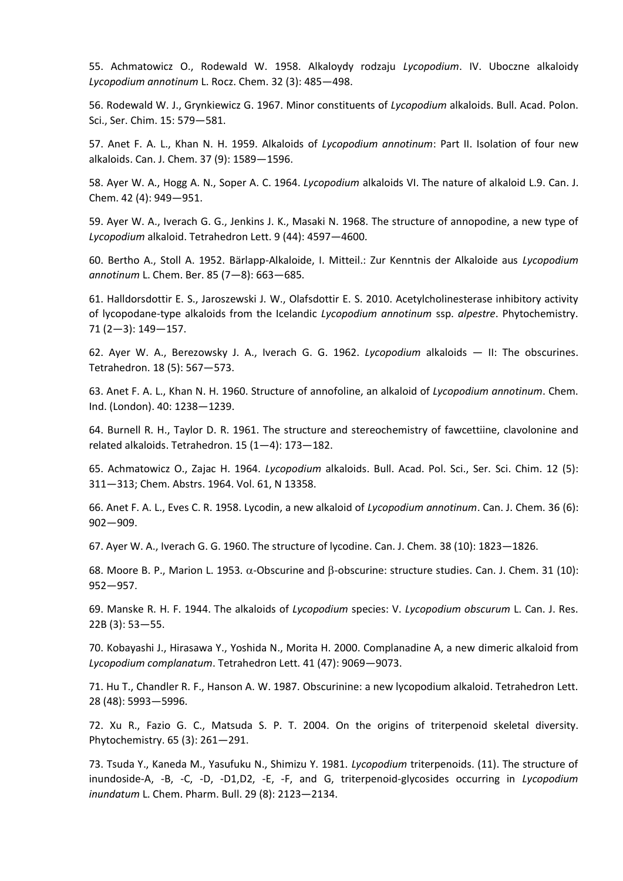55. Achmatowicz O., Rodewald W. 1958. Alkaloydy rodzaju *Lycopodium*. IV. Uboczne alkaloidy *Lycopodium annotinum* L. Rocz. Chem. 32 (3): 485—498.

56. Rodewald W. J., Grynkiewicz G. 1967. Minor constituents of *Lycopodium* alkaloids. Bull. Acad. Polon. Sci., Ser. Chim. 15: 579—581.

57. Anet F. A. L., Khan N. H. 1959. Alkaloids of *Lycopodium annotinum*: Part II. Isolation of four new alkaloids. Can. J. Chem. 37 (9): 1589—1596.

58. Ayer W. A., Hogg A. N., Soper A. C. 1964. *Lycopodium* alkaloids VI. The nature of alkaloid L.9. Can. J. Chem. 42 (4): 949—951.

59. Ayer W. A., Iverach G. G., Jenkins J. K., Masaki N. 1968. The structure of annopodine, a new type of *Lycopodium* alkaloid. Tetrahedron Lett. 9 (44): 4597—4600.

60. Bertho A., Stoll A. 1952. Bärlapp-Alkaloide, I. Mitteil.: Zur Kenntnis der Alkaloide aus *Lycopodium annotinum* L. Chem. Ber. 85 (7—8): 663—685.

61. Halldorsdottir E. S., Jaroszewski J. W., Olafsdottir E. S. 2010. Acetylcholinesterase inhibitory activity of lycopodane-type alkaloids from the Icelandic *Lycopodium annotinum* ssp. *alpestre*. Phytochemistry. 71 (2—3): 149—157.

62. Ayer W. A., Berezowsky J. A., Iverach G. G. 1962. *Lycopodium* alkaloids — II: The obscurines. Tetrahedron. 18 (5): 567—573.

63. Anet F. A. L., Khan N. H. 1960. Structure of annofoline, an alkaloid of *Lycopodium annotinum*. Chem. Ind. (London). 40: 1238—1239.

64. Burnell R. H., Taylor D. R. 1961. The structure and stereochemistry of fawcettiine, clavolonine and related alkaloids. Tetrahedron. 15 (1—4): 173—182.

65. Achmatowicz O., Zajac H. 1964. *Lycopodium* alkaloids. Bull. Acad. Pol. Sci., Ser. Sci. Chim. 12 (5): 311—313; Chem. Abstrs. 1964. Vol. 61, N 13358.

66. Anet F. A. L., Eves C. R. 1958. Lycodin, a new alkaloid of *Lycopodium annotinum*. Can. J. Chem. 36 (6): 902—909.

67. Ayer W. A., Iverach G. G. 1960. The structure of lycodine. Can. J. Chem. 38 (10): 1823—1826.

68. Moore B. P., Marion L. 1953. $\alpha$-Obscurine and $\beta$-obscurine: structure studies. Can. J. Chem. 31 (10): 952—957.

69. Manske R. H. F. 1944. The alkaloids of *Lycopodium* species: V. *Lycopodium obscurum* L. Can. J. Res. 22B (3): 53—55.

70. Kobayashi J., Hirasawa Y., Yoshida N., Morita H. 2000. Complanadine A, a new dimeric alkaloid from *Lycopodium complanatum*. Tetrahedron Lett. 41 (47): 9069—9073.

71. Hu T., Chandler R. F., Hanson A. W. 1987. Obscurinine: a new lycopodium alkaloid. Tetrahedron Lett. 28 (48): 5993—5996.

72. Xu R., Fazio G. C., Matsuda S. P. T. 2004. On the origins of triterpenoid skeletal diversity. Phytochemistry. 65 (3): 261—291.

73. Tsuda Y., Kaneda M., Yasufuku N., Shimizu Y. 1981. *Lycopodium* triterpenoids. (11). The structure of inundoside-A, -B, -C, -D, -D1,D2, -E, -F, and G, triterpenoid-glycosides occurring in *Lycopodium inundatum* L. Chem. Pharm. Bull. 29 (8): 2123—2134.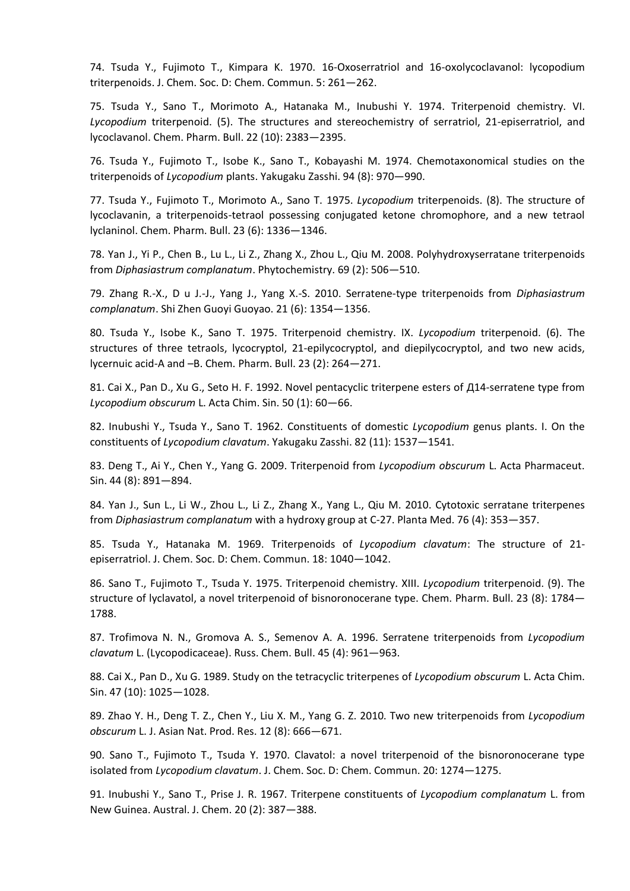74. Tsuda Y., Fujimoto T., Kimpara K. 1970. 16-Oxoserratriol and 16-oxolycoclavanol: lycopodium triterpenoids. J. Chem. Soc. D: Chem. Commun. 5: 261—262.

75. Tsuda Y., Sano T., Morimoto A., Hatanaka M., Inubushi Y. 1974. Triterpenoid chemistry. VI. *Lycopodium* triterpenoid. (5). The structures and stereochemistry of serratriol, 21-episerratriol, and lycoclavanol. Chem. Pharm. Bull. 22 (10): 2383—2395.

76. Tsuda Y., Fujimoto T., Isobe K., Sano T., Kobayashi M. 1974. Chemotaxonomical studies on the triterpenoids of *Lycopodium* plants. Yakugaku Zasshi. 94 (8): 970—990.

77. Tsuda Y., Fujimoto T., Morimoto A., Sano T. 1975. *Lycopodium* triterpenoids. (8). The structure of lycoclavanin, a triterpenoids-tetraol possessing conjugated ketone chromophore, and a new tetraol lyclaninol. Chem. Pharm. Bull. 23 (6): 1336—1346.

78. Yan J., Yi P., Chen B., Lu L., Li Z., Zhang X., Zhou L., Qiu M. 2008. Polyhydroxyserratane triterpenoids from *Diphasiastrum complanatum*. Phytochemistry. 69 (2): 506—510.

79. Zhang R.-X., D u J.-J., Yang J., Yang X.-S. 2010. Serratene-type triterpenoids from *Diphasiastrum complanatum*. Shi Zhen Guoyi Guoyao. 21 (6): 1354—1356.

80. Tsuda Y., Isobe K., Sano T. 1975. Triterpenoid chemistry. IX. *Lycopodium* triterpenoid. (6). The structures of three tetraols, lycocryptol, 21-epilycocryptol, and diepilycocryptol, and two new acids, lycernuic acid-A and –B. Chem. Pharm. Bull. 23 (2): 264—271.

81. Cai X., Pan D., Xu G., Seto H. F. 1992. Novel pentacyclic triterpene esters of Д14-serratene type from *Lycopodium obscurum* L. Acta Chim. Sin. 50 (1): 60—66.

82. Inubushi Y., Tsuda Y., Sano T. 1962. Constituents of domestic *Lycopodium* genus plants. I. On the constituents of *Lycopodium clavatum*. Yakugaku Zasshi. 82 (11): 1537—1541.

83. Deng T., Ai Y., Chen Y., Yang G. 2009. Triterpenoid from *Lycopodium obscurum* L. Acta Pharmaceut. Sin. 44 (8): 891—894.

84. Yan J., Sun L., Li W., Zhou L., Li Z., Zhang X., Yang L., Qiu M. 2010. Cytotoxic serratane triterpenes from *Diphasiastrum complanatum* with a hydroxy group at C-27. Planta Med. 76 (4): 353—357.

85. Tsuda Y., Hatanaka M. 1969. Triterpenoids of *Lycopodium clavatum*: The structure of 21-episerratriol. J. Chem. Soc. D: Chem. Commun. 18: 1040—1042.

86. Sano T., Fujimoto T., Tsuda Y. 1975. Triterpenoid chemistry. XIII. *Lycopodium* triterpenoid. (9). The structure of lyclavatol, a novel triterpenoid of bisnoronocerane type. Chem. Pharm. Bull. 23 (8): 1784—1788.

87. Trofimova N. N., Gromova A. S., Semenov A. A. 1996. Serratene triterpenoids from *Lycopodium clavatum* L. (Lycopodicaceae). Russ. Chem. Bull. 45 (4): 961—963.

88. Cai X., Pan D., Xu G. 1989. Study on the tetracyclic triterpenes of *Lycopodium obscurum* L. Acta Chim. Sin. 47 (10): 1025—1028.

89. Zhao Y. H., Deng T. Z., Chen Y., Liu X. M., Yang G. Z. 2010. Two new triterpenoids from *Lycopodium obscurum* L. J. Asian Nat. Prod. Res. 12 (8): 666—671.

90. Sano T., Fujimoto T., Tsuda Y. 1970. Clavatol: a novel triterpenoid of the bisnoronocerane type isolated from *Lycopodium clavatum*. J. Chem. Soc. D: Chem. Commun. 20: 1274—1275.

91. Inubushi Y., Sano T., Prise J. R. 1967. Triterpene constituents of *Lycopodium complanatum* L. from New Guinea. Austral. J. Chem. 20 (2): 387—388.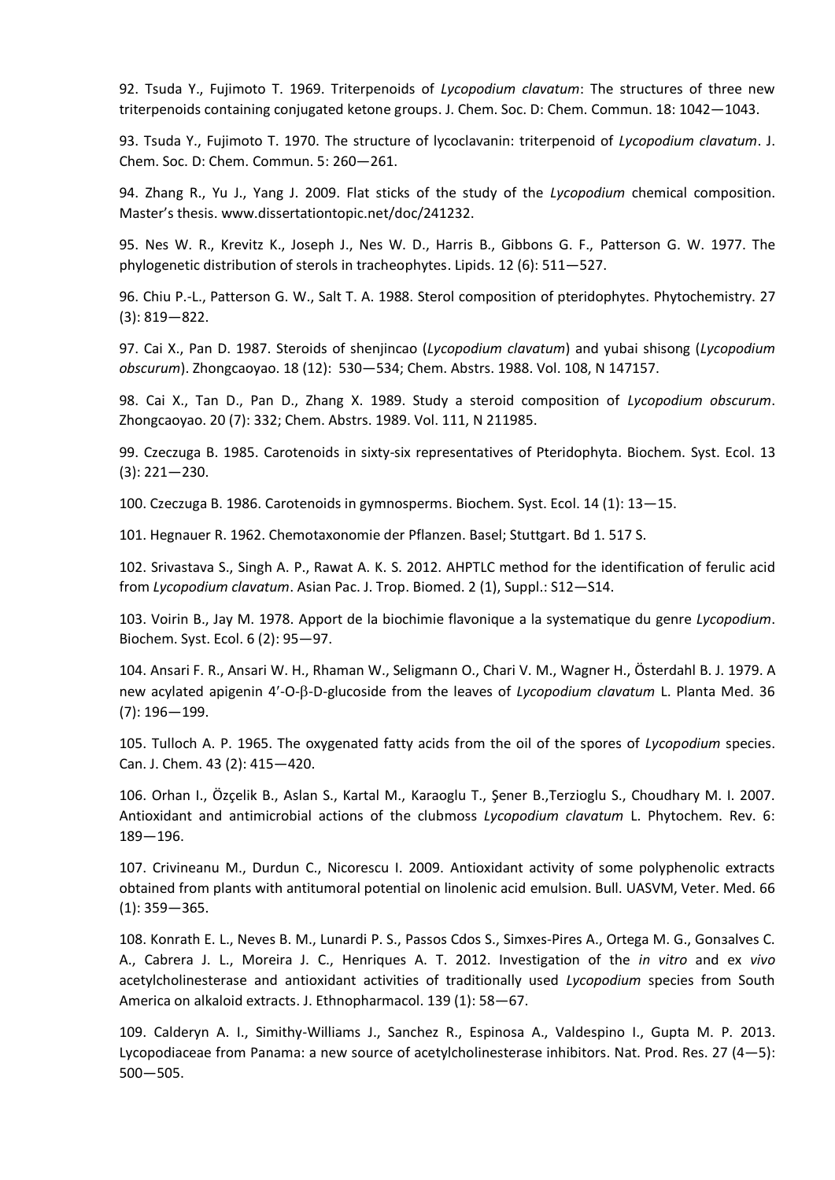92. Tsuda Y., Fujimoto T. 1969. Triterpenoids of *Lycopodium clavatum*: The structures of three new triterpenoids containing conjugated ketone groups. J. Chem. Soc. D: Chem. Commun. 18: 1042—1043.

93. Tsuda Y., Fujimoto T. 1970. The structure of lycoclavanin: triterpenoid of *Lycopodium clavatum*. J. Chem. Soc. D: Chem. Commun. 5: 260—261.

94. Zhang R., Yu J., Yang J. 2009. Flat sticks of the study of the *Lycopodium* chemical composition. Master's thesis. www.dissertationtopic.net/doc/241232.

95. Nes W. R., Krevitz K., Joseph J., Nes W. D., Harris B., Gibbons G. F., Patterson G. W. 1977. The phylogenetic distribution of sterols in tracheophytes. Lipids. 12 (6): 511—527.

96. Chiu P.-L., Patterson G. W., Salt T. A. 1988. Sterol composition of pteridophytes. Phytochemistry. 27 (3): 819—822.

97. Cai X., Pan D. 1987. Steroids of shenjincao (*Lycopodium clavatum*) and yubai shisong (*Lycopodium obscurum*). Zhongcaoyao. 18 (12): 530—534; Chem. Abstrs. 1988. Vol. 108, N 147157.

98. Cai X., Tan D., Pan D., Zhang X. 1989. Study a steroid composition of *Lycopodium obscurum*. Zhongcaoyao. 20 (7): 332; Chem. Abstrs. 1989. Vol. 111, N 211985.

99. Czeczuga B. 1985. Carotenoids in sixty-six representatives of Pteridophyta. Biochem. Syst. Ecol. 13 (3): 221—230.

100. Czeczuga B. 1986. Carotenoids in gymnosperms. Biochem. Syst. Ecol. 14 (1): 13—15.

101. Hegnauer R. 1962. Chemotaxonomie der Pflanzen. Basel; Stuttgart. Bd 1. 517 S.

102. Srivastava S., Singh A. P., Rawat A. K. S. 2012. AHPTLC method for the identification of ferulic acid from *Lycopodium clavatum*. Asian Pac. J. Trop. Biomed. 2 (1), Suppl.: S12—S14.

103. Voirin B., Jay M. 1978. Apport de la biochimie flavonique a la systematique du genre *Lycopodium*. Biochem. Syst. Ecol. 6 (2): 95—97.

104. Ansari F. R., Ansari W. H., Rhaman W., Seligmann O., Chari V. M., Wagner H., Österdahl B. J. 1979. A new acylated apigenin 4′-O-β-D-glucoside from the leaves of *Lycopodium clavatum* L. Planta Med. 36 (7): 196—199.

105. Tulloch A. P. 1965. The oxygenated fatty acids from the oil of the spores of *Lycopodium* species. Can. J. Chem. 43 (2): 415—420.

106. Orhan I., Özçelik B., Aslan S., Kartal M., Karaoglu T., Şener B.,Terzioglu S., Choudhary M. I. 2007. Antioxidant and antimicrobial actions of the clubmoss *Lycopodium clavatum* L. Phytochem. Rev. 6: 189—196.

107. Crivineanu M., Durdun C., Nicorescu I. 2009. Antioxidant activity of some polyphenolic extracts obtained from plants with antitumoral potential on linolenic acid emulsion. Bull. UASVM, Veter. Med. 66 (1): 359—365.

108. Konrath E. L., Neves B. M., Lunardi P. S., Passos Cdos S., Simxes-Pires A., Ortega M. G., Gonзalves C. A., Cabrera J. L., Moreira J. C., Henriques A. T. 2012. Investigation of the *in vitro* and ex *vivo* acetylcholinesterase and antioxidant activities of traditionally used *Lycopodium* species from South America on alkaloid extracts. J. Ethnopharmacol. 139 (1): 58—67.

109. Calderyn A. I., Simithy-Williams J., Sanchez R., Espinosa A., Valdespino I., Gupta M. P. 2013. Lycopodiaceae from Panama: a new source of acetylcholinesterase inhibitors. Nat. Prod. Res. 27 (4—5): 500—505.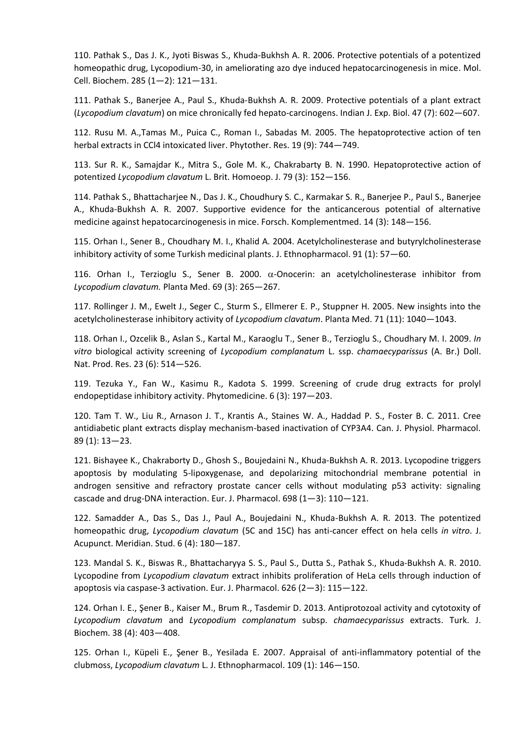110. Pathak S., Das J. K., Jyoti Biswas S., Khuda-Bukhsh A. R. 2006. Protective potentials of a potentized homeopathic drug, Lycopodium-30, in ameliorating azo dye induced hepatocarcinogenesis in mice. Mol. Cell. Biochem. 285 (1—2): 121—131.

111. Pathak S., Banerjee A., Paul S., Khuda-Bukhsh A. R. 2009. Protective potentials of a plant extract (*Lycopodium clavatum*) on mice chronically fed hepato-carcinogens. Indian J. Exp. Biol. 47 (7): 602—607.

112. Rusu M. A.,Tamas M., Puica C., Roman I., Sabadas M. 2005. The hepatoprotective action of ten herbal extracts in CCl4 intoxicated liver. Phytother. Res. 19 (9): 744—749.

113. Sur R. K., Samajdar K., Mitra S., Gole M. K., Chakrabarty B. N. 1990. Hepatoprotective action of potentized *Lycopodium clavatum* L. Brit. Homoeop. J. 79 (3): 152—156.

114. Pathak S., Bhattacharjee N., Das J. K., Choudhury S. C., Karmakar S. R., Banerjee P., Paul S., Banerjee A., Khuda-Bukhsh A. R. 2007. Supportive evidence for the anticancerous potential of alternative medicine against hepatocarcinogenesis in mice. Forsch. Komplementmed. 14 (3): 148—156.

115. Orhan I., Sener B., Choudhary M. I., Khalid A. 2004. Acetylcholinesterase and butyrylcholinesterase inhibitory activity of some Turkish medicinal plants. J. Ethnopharmacol. 91 (1): 57—60.

116. Orhan I., Terzioglu S., Sener B. 2000. $\alpha$-Onocerin: an acetylcholinesterase inhibitor from *Lycopodium clavatum.* Planta Med. 69 (3): 265—267.

117. Rollinger J. M., Ewelt J., Seger C., Sturm S., Ellmerer E. P., Stuppner H. 2005. New insights into the acetylcholinesterase inhibitory activity of *Lycopodium clavatum*. Planta Med. 71 (11): 1040—1043.

118. Orhan I., Ozcelik B., Aslan S., Kartal M., Karaoglu T., Sener B., Terzioglu S., Choudhary M. I. 2009. *In vitro* biological activity screening of *Lycopodium complanatum* L. ssp. *chamaecyparissus* (A. Br.) Doll. Nat. Prod. Res. 23 (6): 514—526.

119. Tezuka Y., Fan W., Kasimu R., Kadota S. 1999. Screening of crude drug extracts for prolyl endopeptidase inhibitory activity. Phytomedicine. 6 (3): 197—203.

120. Tam T. W., Liu R., Arnason J. T., Krantis A., Staines W. A., Haddad P. S., Foster B. C. 2011. Cree antidiabetic plant extracts display mechanism-based inactivation of CYP3A4. Can. J. Physiol. Pharmacol. 89 (1): 13—23.

121. Bishayee K., Chakraborty D., Ghosh S., Boujedaini N., Khuda-Bukhsh A. R. 2013. Lycopodine triggers apoptosis by modulating 5-lipoxygenase, and depolarizing mitochondrial membrane potential in androgen sensitive and refractory prostate cancer cells without modulating p53 activity: signaling cascade and drug-DNA interaction. Eur. J. Pharmacol. 698 (1—3): 110—121.

122. Samadder A., Das S., Das J., Paul A., Boujedaini N., Khuda-Bukhsh A. R. 2013. The potentized homeopathic drug, *Lycopodium clavatum* (5C and 15C) has anti-cancer effect on hela cells *in vitro*. J. Acupunct. Meridian. Stud. 6 (4): 180—187.

123. Mandal S. K., Biswas R., Bhattacharyya S. S., Paul S., Dutta S., Pathak S., Khuda-Bukhsh A. R. 2010. Lycopodine from *Lycopodium clavatum* extract inhibits proliferation of HeLa cells through induction of apoptosis via caspase-3 activation. Eur. J. Pharmacol. 626 (2—3): 115—122.

124. Orhan I. E., Şener B., Kaiser M., Brum R., Tasdemir D. 2013. Antiprotozoal activity and cytotoxity of *Lycopodium clavatum* and *Lycopodium complanatum* subsp. *chamaecyparissus* extracts. Turk. J. Biochem. 38 (4): 403—408.

125. Orhan I., Küpeli E., Şener B., Yesilada E. 2007. Appraisal of anti-inflammatory potential of the clubmoss, *Lycopodium clavatum* L. J. Ethnopharmacol. 109 (1): 146—150.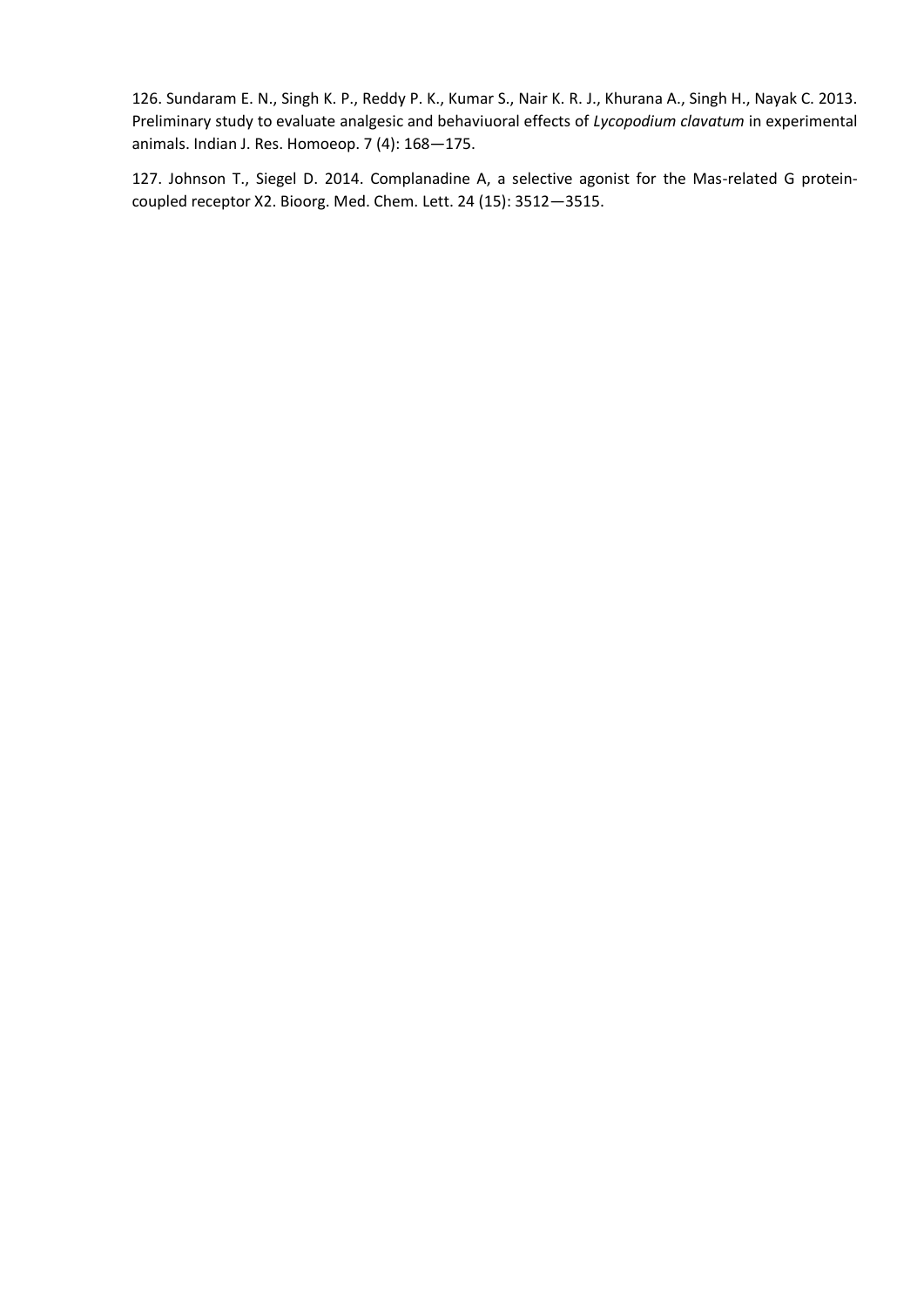126. Sundaram E. N., Singh K. P., Reddy P. K., Kumar S., Nair K. R. J., Khurana A., Singh H., Nayak C. 2013. Preliminary study to evaluate analgesic and behaviuoral effects of *Lycopodium clavatum* in experimental animals. Indian J. Res. Homoeop. 7 (4): 168—175.

127. Johnson T., Siegel D. 2014. Complanadine A, a selective agonist for the Mas-related G protein-coupled receptor X2. Bioorg. Med. Chem. Lett. 24 (15): 3512—3515.